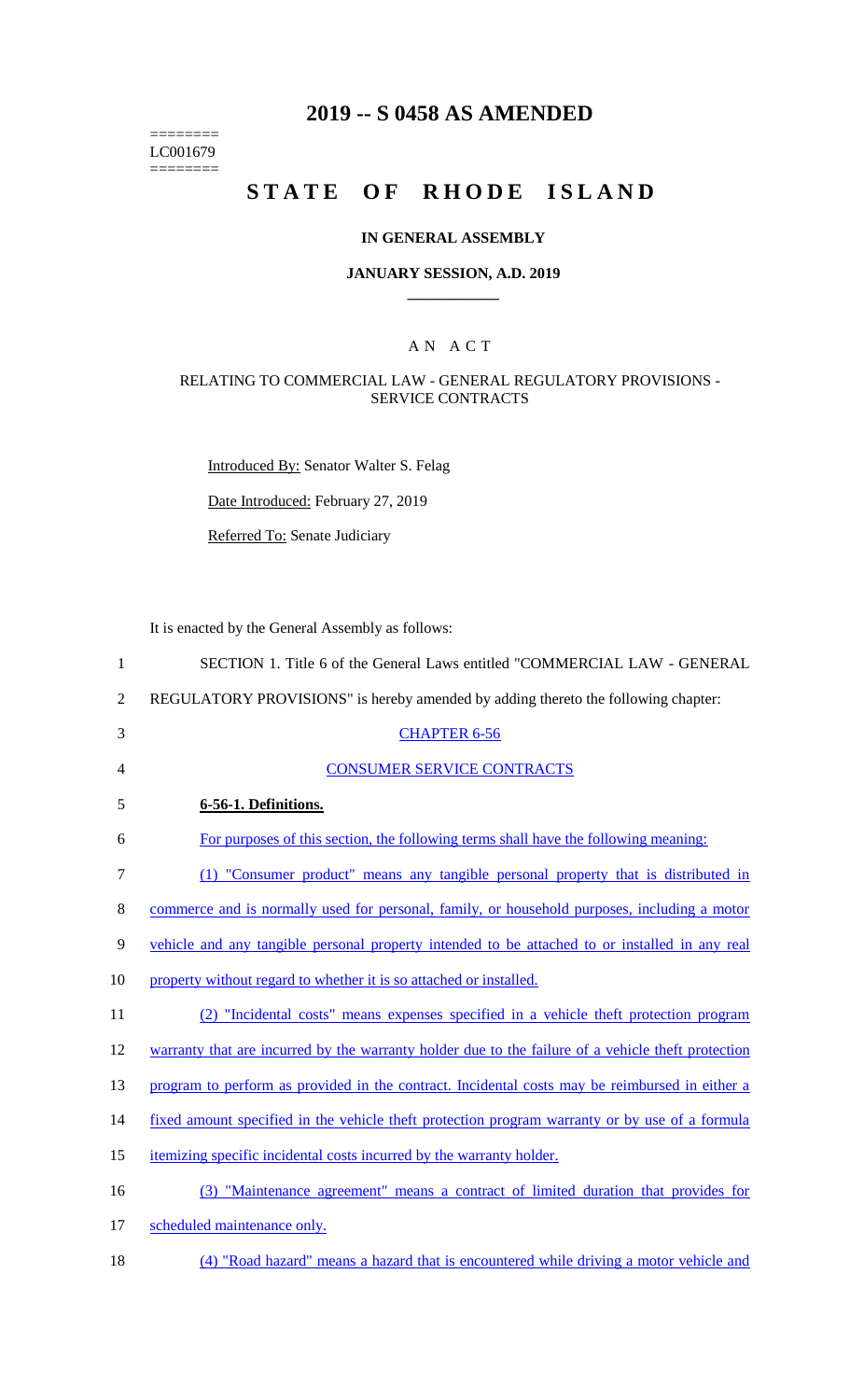# 2019 -- S 0458 AS AMENDED

========
LC001679
========

# STATE OF RHODE ISLAND

## IN GENERAL ASSEMBLY

### JANUARY SESSION, A.D. 2019

### A N A C T

RELATING TO COMMERCIAL LAW - GENERAL REGULATORY PROVISIONS - SERVICE CONTRACTS

Introduced By: Senator Walter S. Felag

Date Introduced: February 27, 2019

Referred To: Senate Judiciary

It is enacted by the General Assembly as follows:

1 SECTION 1. Title 6 of the General Laws entitled "COMMERCIAL LAW - GENERAL
2 REGULATORY PROVISIONS" is hereby amended by adding thereto the following chapter:

3 CHAPTER 6-56

4 CONSUMER SERVICE CONTRACTS

5 **6-56-1. Definitions.**

6 For purposes of this section, the following terms shall have the following meaning:

7 (1) "Consumer product" means any tangible personal property that is distributed in
8 commerce and is normally used for personal, family, or household purposes, including a motor
9 vehicle and any tangible personal property intended to be attached to or installed in any real
10 property without regard to whether it is so attached or installed.

11 (2) "Incidental costs" means expenses specified in a vehicle theft protection program
12 warranty that are incurred by the warranty holder due to the failure of a vehicle theft protection
13 program to perform as provided in the contract. Incidental costs may be reimbursed in either a
14 fixed amount specified in the vehicle theft protection program warranty or by use of a formula
15 itemizing specific incidental costs incurred by the warranty holder.

16 (3) "Maintenance agreement" means a contract of limited duration that provides for
17 scheduled maintenance only.

18 (4) "Road hazard" means a hazard that is encountered while driving a motor vehicle and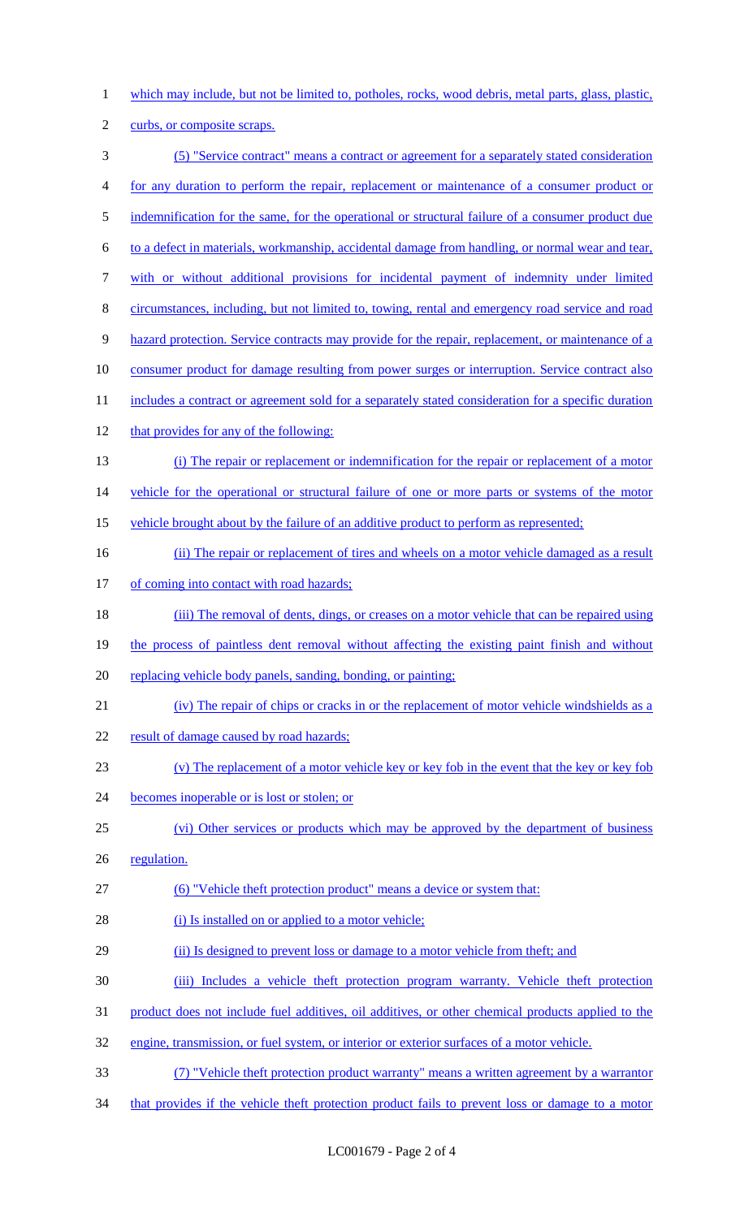which may include, but not be limited to, potholes, rocks, wood debris, metal parts, glass, plastic, curbs, or composite scraps.

(5) "Service contract" means a contract or agreement for a separately stated consideration for any duration to perform the repair, replacement or maintenance of a consumer product or indemnification for the same, for the operational or structural failure of a consumer product due to a defect in materials, workmanship, accidental damage from handling, or normal wear and tear, with or without additional provisions for incidental payment of indemnity under limited circumstances, including, but not limited to, towing, rental and emergency road service and road hazard protection. Service contracts may provide for the repair, replacement, or maintenance of a consumer product for damage resulting from power surges or interruption. Service contract also includes a contract or agreement sold for a separately stated consideration for a specific duration that provides for any of the following:

(i) The repair or replacement or indemnification for the repair or replacement of a motor vehicle for the operational or structural failure of one or more parts or systems of the motor vehicle brought about by the failure of an additive product to perform as represented;

(ii) The repair or replacement of tires and wheels on a motor vehicle damaged as a result of coming into contact with road hazards;

(iii) The removal of dents, dings, or creases on a motor vehicle that can be repaired using the process of paintless dent removal without affecting the existing paint finish and without replacing vehicle body panels, sanding, bonding, or painting;

(iv) The repair of chips or cracks in or the replacement of motor vehicle windshields as a result of damage caused by road hazards;

(v) The replacement of a motor vehicle key or key fob in the event that the key or key fob becomes inoperable or is lost or stolen; or

(vi) Other services or products which may be approved by the department of business regulation.

(6) "Vehicle theft protection product" means a device or system that:

(i) Is installed on or applied to a motor vehicle;

(ii) Is designed to prevent loss or damage to a motor vehicle from theft; and

(iii) Includes a vehicle theft protection program warranty. Vehicle theft protection product does not include fuel additives, oil additives, or other chemical products applied to the engine, transmission, or fuel system, or interior or exterior surfaces of a motor vehicle.

(7) "Vehicle theft protection product warranty" means a written agreement by a warrantor that provides if the vehicle theft protection product fails to prevent loss or damage to a motor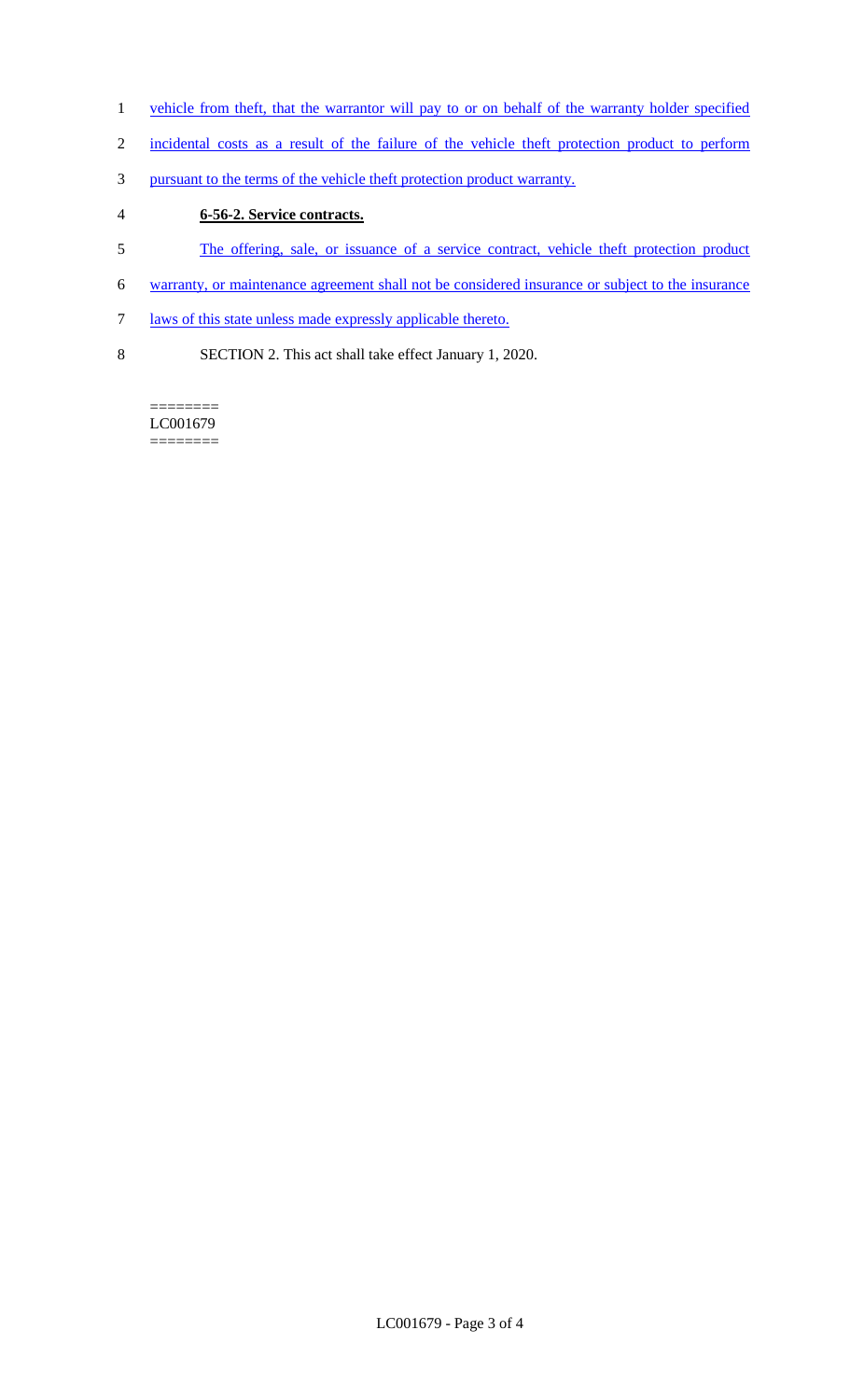vehicle from theft, that the warrantor will pay to or on behalf of the warranty holder specified incidental costs as a result of the failure of the vehicle theft protection product to perform pursuant to the terms of the vehicle theft protection product warranty.

**6-56-2. Service contracts.**

The offering, sale, or issuance of a service contract, vehicle theft protection product warranty, or maintenance agreement shall not be considered insurance or subject to the insurance laws of this state unless made expressly applicable thereto.

SECTION 2. This act shall take effect January 1, 2020.

========
LC001679
========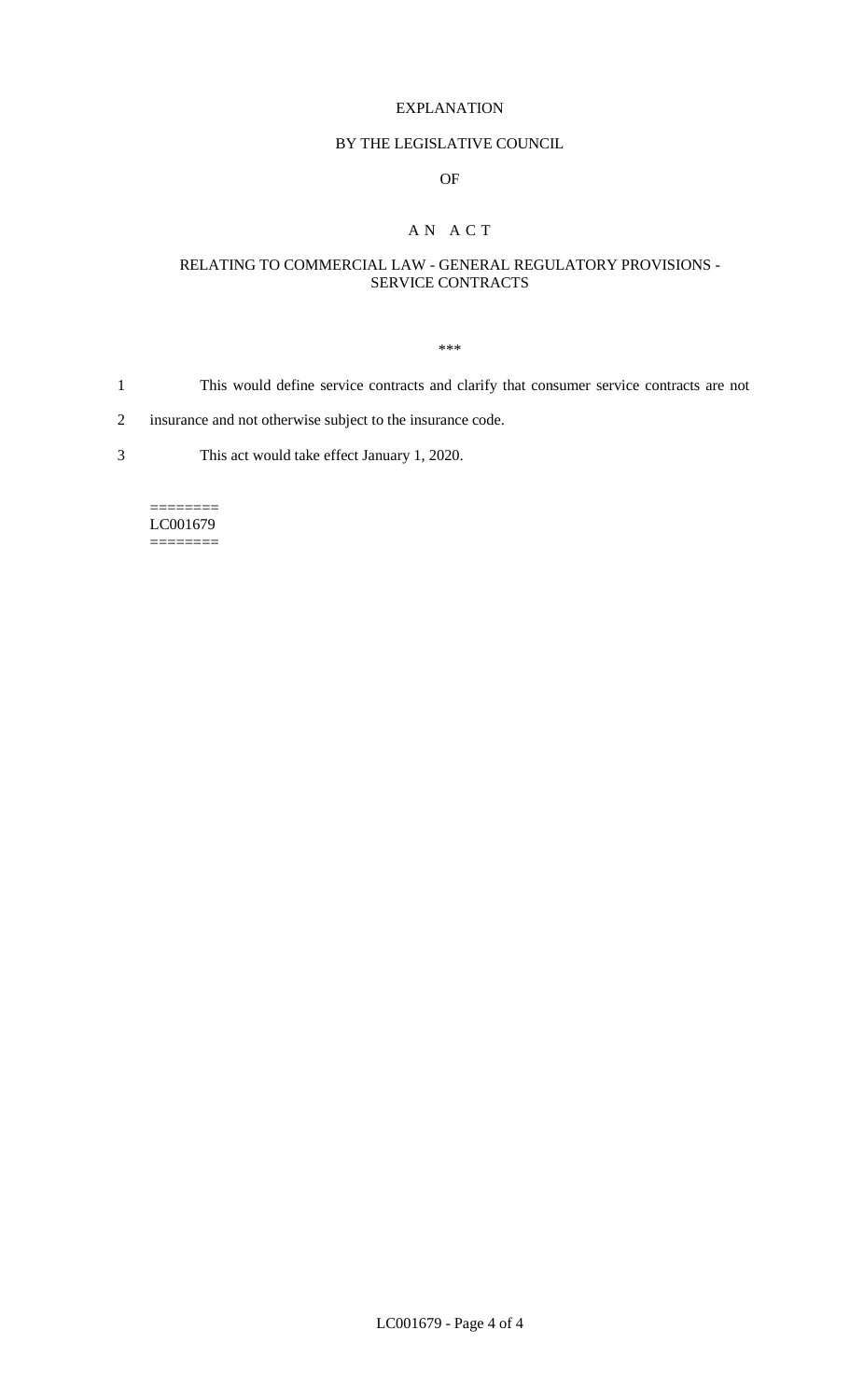EXPLANATION

BY THE LEGISLATIVE COUNCIL

OF

A N A C T

RELATING TO COMMERCIAL LAW - GENERAL REGULATORY PROVISIONS - SERVICE CONTRACTS

\*\*\*

1 This would define service contracts and clarify that consumer service contracts are not

2 insurance and not otherwise subject to the insurance code.

3 This act would take effect January 1, 2020.

========
LC001679
========